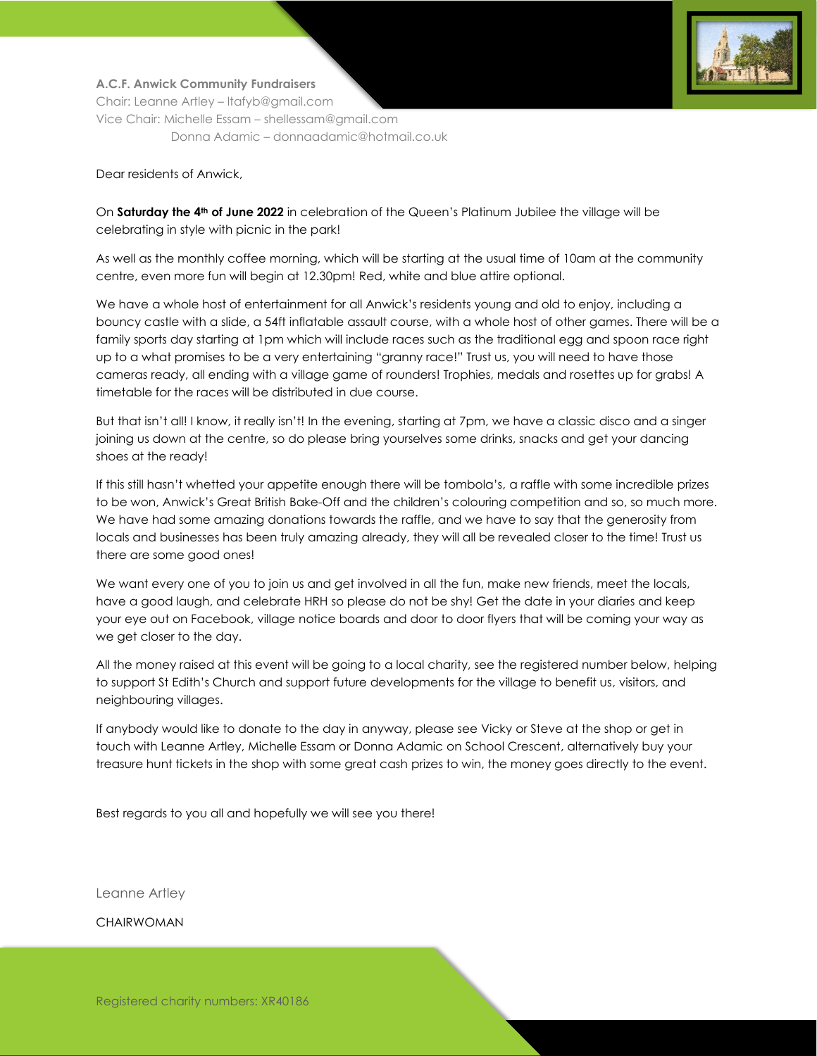**A.C.F. Anwick Community Fundraisers**
Chair: Leanne Artley – ltafyb@gmail.com
Vice Chair: Michelle Essam – shellessam@gmail.com
Donna Adamic – donnaadamic@hotmail.co.uk

Dear residents of Anwick,

On **Saturday the 4th of June 2022** in celebration of the Queen's Platinum Jubilee the village will be celebrating in style with picnic in the park!

As well as the monthly coffee morning, which will be starting at the usual time of 10am at the community centre, even more fun will begin at 12.30pm! Red, white and blue attire optional.

We have a whole host of entertainment for all Anwick's residents young and old to enjoy, including a bouncy castle with a slide, a 54ft inflatable assault course, with a whole host of other games. There will be a family sports day starting at 1pm which will include races such as the traditional egg and spoon race right up to a what promises to be a very entertaining "granny race!" Trust us, you will need to have those cameras ready, all ending with a village game of rounders! Trophies, medals and rosettes up for grabs! A timetable for the races will be distributed in due course.

But that isn't all! I know, it really isn't! In the evening, starting at 7pm, we have a classic disco and a singer joining us down at the centre, so do please bring yourselves some drinks, snacks and get your dancing shoes at the ready!

If this still hasn't whetted your appetite enough there will be tombola's, a raffle with some incredible prizes to be won, Anwick's Great British Bake-Off and the children's colouring competition and so, so much more. We have had some amazing donations towards the raffle, and we have to say that the generosity from locals and businesses has been truly amazing already, they will all be revealed closer to the time! Trust us there are some good ones!

We want every one of you to join us and get involved in all the fun, make new friends, meet the locals, have a good laugh, and celebrate HRH so please do not be shy! Get the date in your diaries and keep your eye out on Facebook, village notice boards and door to door flyers that will be coming your way as we get closer to the day.

All the money raised at this event will be going to a local charity, see the registered number below, helping to support St Edith's Church and support future developments for the village to benefit us, visitors, and neighbouring villages.

If anybody would like to donate to the day in anyway, please see Vicky or Steve at the shop or get in touch with Leanne Artley, Michelle Essam or Donna Adamic on School Crescent, alternatively buy your treasure hunt tickets in the shop with some great cash prizes to win, the money goes directly to the event.

Best regards to you all and hopefully we will see you there!

Leanne Artley

CHAIRWOMAN

Registered charity numbers: XR40186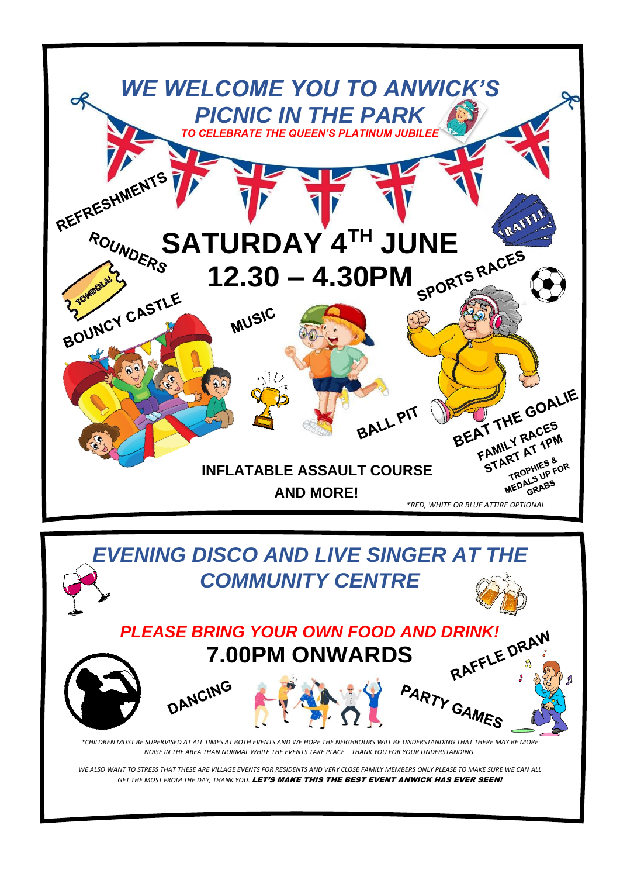# WE WELCOME YOU TO ANWICK'S PICNIC IN THE PARK

***TO CELEBRATE THE QUEEN'S PLATINUM JUBILEE***

REFRESHMENTS

ROUNDERS

TOMBOLA!

RAFFLE

# SATURDAY 4TH JUNE

# 12.30 – 4.30PM

SPORTS RACES

BOUNCY CASTLE

MUSIC

BALL PIT

BEAT THE GOALIE

FAMILY RACES START AT 1PM

TROPHIES & MEDALS UP FOR GRABS

**INFLATABLE ASSAULT COURSE**

**AND MORE!**

*\*RED, WHITE OR BLUE ATTIRE OPTIONAL*

## *EVENING DISCO AND LIVE SINGER AT THE COMMUNITY CENTRE*

***PLEASE BRING YOUR OWN FOOD AND DRINK!***

# 7.00PM ONWARDS

RAFFLE DRAW

DANCING

PARTY GAMES

*\*CHILDREN MUST BE SUPERVISED AT ALL TIMES AT BOTH EVENTS AND WE HOPE THE NEIGHBOURS WILL BE UNDERSTANDING THAT THERE MAY BE MORE NOISE IN THE AREA THAN NORMAL WHILE THE EVENTS TAKE PLACE – THANK YOU FOR YOUR UNDERSTANDING.*

*WE ALSO WANT TO STRESS THAT THESE ARE VILLAGE EVENTS FOR RESIDENTS AND VERY CLOSE FAMILY MEMBERS ONLY PLEASE TO MAKE SURE WE CAN ALL GET THE MOST FROM THE DAY, THANK YOU.* ***LET'S MAKE THIS THE BEST EVENT ANWICK HAS EVER SEEN!***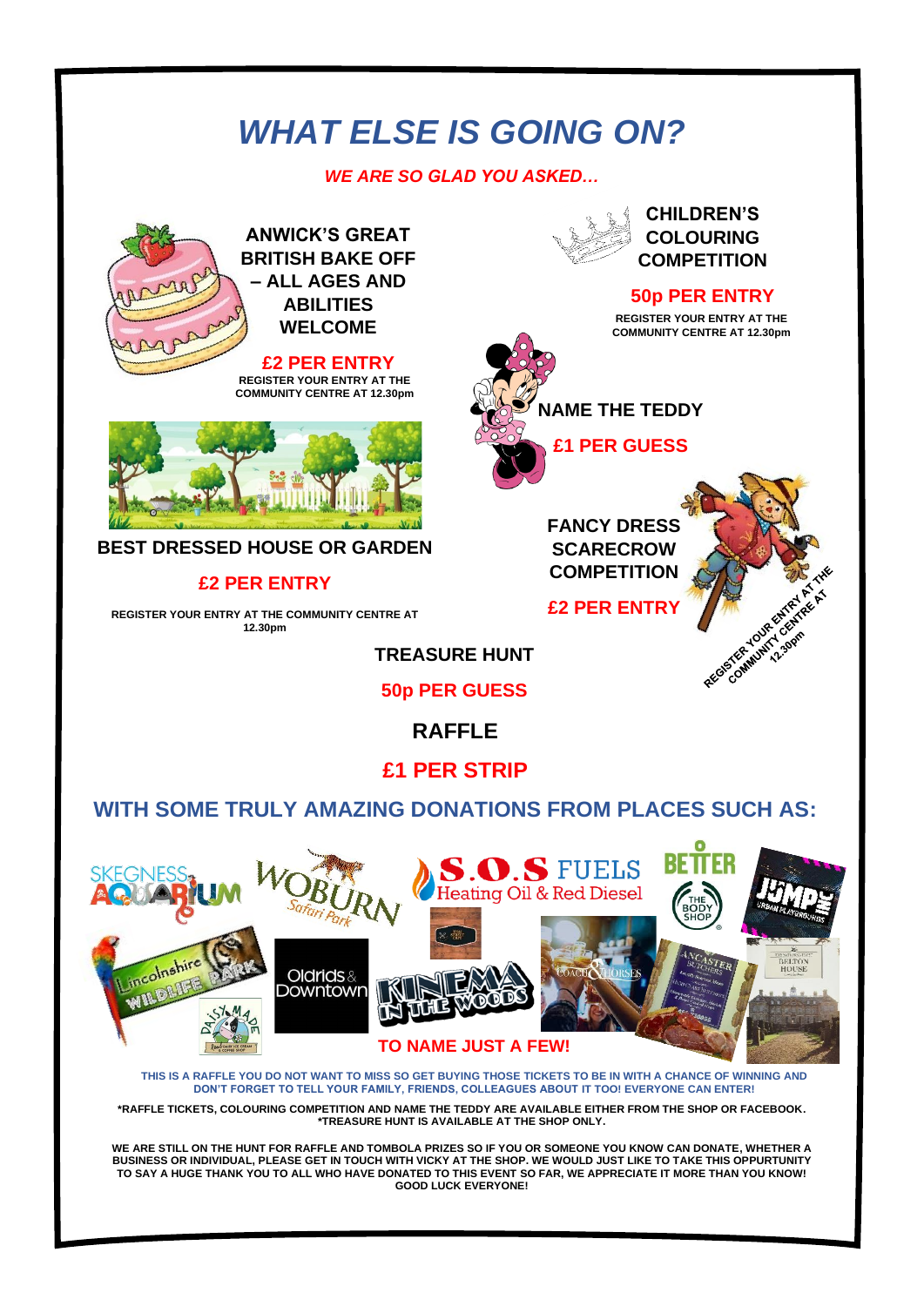# *WHAT ELSE IS GOING ON?*

***WE ARE SO GLAD YOU ASKED…***

**ANWICK'S GREAT BRITISH BAKE OFF – ALL AGES AND ABILITIES WELCOME**

**£2 PER ENTRY**

**REGISTER YOUR ENTRY AT THE COMMUNITY CENTRE AT 12.30pm**

**CHILDREN'S COLOURING COMPETITION**

**50p PER ENTRY**

**REGISTER YOUR ENTRY AT THE COMMUNITY CENTRE AT 12.30pm**

**NAME THE TEDDY**

**£1 PER GUESS**

**BEST DRESSED HOUSE OR GARDEN**

**£2 PER ENTRY**

**REGISTER YOUR ENTRY AT THE COMMUNITY CENTRE AT 12.30pm**

**FANCY DRESS SCARECROW COMPETITION**

**£2 PER ENTRY**

**REGISTER YOUR ENTRY AT THE COMMUNITY CENTRE AT 12.30pm**

**TREASURE HUNT**

**50p PER GUESS**

**RAFFLE**

**£1 PER STRIP**

## WITH SOME TRULY AMAZING DONATIONS FROM PLACES SUCH AS:

SKEGNESS AQUARIUM
WOBURN Safari Park
S.O.S FUELS Heating Oil & Red Diesel
BETTER
THE BODY SHOP
JUMP INC URBAN PLAYGROUNDS
Lincolnshire WILDLIFE PARK
Oldrids & Downtown
KINEMA IN THE WOODS
COACH & HORSES
ANCASTER BUTCHERS
BELTON HOUSE
DAISY MADE

**TO NAME JUST A FEW!**

**THIS IS A RAFFLE YOU DO NOT WANT TO MISS SO GET BUYING THOSE TICKETS TO BE IN WITH A CHANCE OF WINNING AND DON'T FORGET TO TELL YOUR FAMILY, FRIENDS, COLLEAGUES ABOUT IT TOO! EVERYONE CAN ENTER!**

**\*RAFFLE TICKETS, COLOURING COMPETITION AND NAME THE TEDDY ARE AVAILABLE EITHER FROM THE SHOP OR FACEBOOK.**
**\*TREASURE HUNT IS AVAILABLE AT THE SHOP ONLY.**

**WE ARE STILL ON THE HUNT FOR RAFFLE AND TOMBOLA PRIZES SO IF YOU OR SOMEONE YOU KNOW CAN DONATE, WHETHER A BUSINESS OR INDIVIDUAL, PLEASE GET IN TOUCH WITH VICKY AT THE SHOP. WE WOULD JUST LIKE TO TAKE THIS OPPURTUNITY TO SAY A HUGE THANK YOU TO ALL WHO HAVE DONATED TO THIS EVENT SO FAR, WE APPRECIATE IT MORE THAN YOU KNOW! GOOD LUCK EVERYONE!**